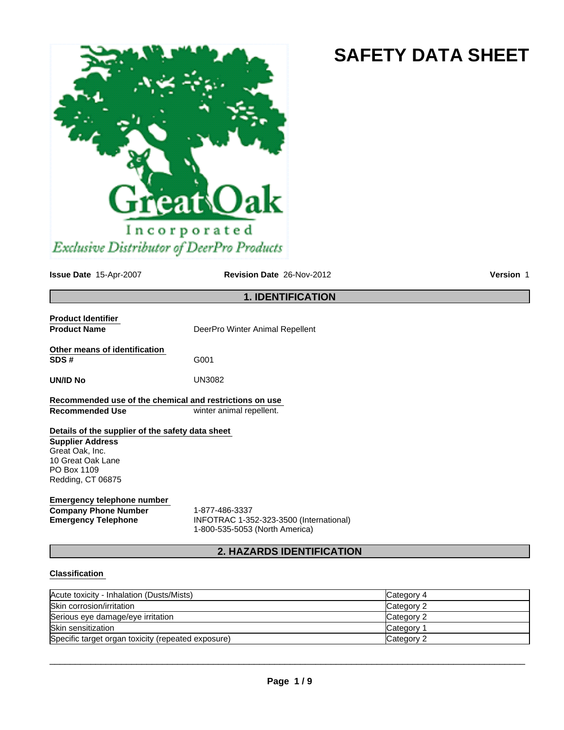# SAFETY DATA SHEET

Great Oak Incorporated
*Exclusive Distributor of DeerPro Products*

**Issue Date** 15-Apr-2007 **Revision Date** 26-Nov-2012 **Version** 1

## 1. IDENTIFICATION

**Product Identifier**

**Product Name** DeerPro Winter Animal Repellent

**Other means of identification**

**SDS #** G001

**UN/ID No** UN3082

**Recommended use of the chemical and restrictions on use**

**Recommended Use** winter animal repellent.

**Details of the supplier of the safety data sheet**

**Supplier Address**
Great Oak, Inc.
10 Great Oak Lane
PO Box 1109
Redding, CT 06875

**Emergency telephone number**

**Company Phone Number** 1-877-486-3337

**Emergency Telephone** INFOTRAC 1-352-323-3500 (International)
1-800-535-5053 (North America)

## 2. HAZARDS IDENTIFICATION

**Classification**

| Hazard | Category |
|---|---|
| Acute toxicity - Inhalation (Dusts/Mists) | Category 4 |
| Skin corrosion/irritation | Category 2 |
| Serious eye damage/eye irritation | Category 2 |
| Skin sensitization | Category 1 |
| Specific target organ toxicity (repeated exposure) | Category 2 |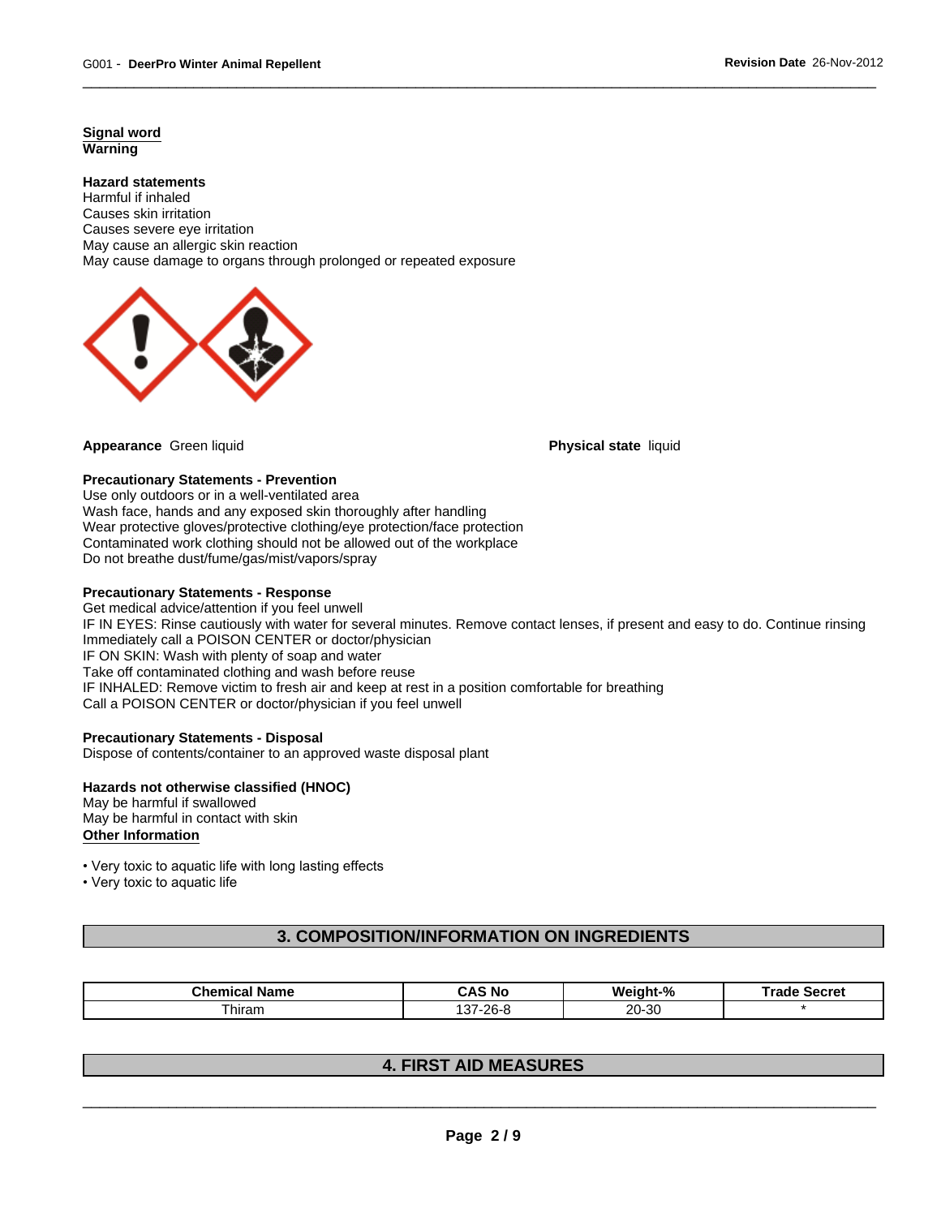**Signal word**
**Warning**

**Hazard statements**
Harmful if inhaled
Causes skin irritation
Causes severe eye irritation
May cause an allergic skin reaction
May cause damage to organs through prolonged or repeated exposure

**Appearance** Green liquid

**Physical state** liquid

**Precautionary Statements - Prevention**
Use only outdoors or in a well-ventilated area
Wash face, hands and any exposed skin thoroughly after handling
Wear protective gloves/protective clothing/eye protection/face protection
Contaminated work clothing should not be allowed out of the workplace
Do not breathe dust/fume/gas/mist/vapors/spray

**Precautionary Statements - Response**
Get medical advice/attention if you feel unwell
IF IN EYES: Rinse cautiously with water for several minutes. Remove contact lenses, if present and easy to do. Continue rinsing
Immediately call a POISON CENTER or doctor/physician
IF ON SKIN: Wash with plenty of soap and water
Take off contaminated clothing and wash before reuse
IF INHALED: Remove victim to fresh air and keep at rest in a position comfortable for breathing
Call a POISON CENTER or doctor/physician if you feel unwell

**Precautionary Statements - Disposal**
Dispose of contents/container to an approved waste disposal plant

**Hazards not otherwise classified (HNOC)**
May be harmful if swallowed
May be harmful in contact with skin

**Other Information**

- Very toxic to aquatic life with long lasting effects
- Very toxic to aquatic life

## 3. COMPOSITION/INFORMATION ON INGREDIENTS

| Chemical Name | CAS No | Weight-% | Trade Secret |
|---|---|---|---|
| Thiram | 137-26-8 | 20-30 | * |

## 4. FIRST AID MEASURES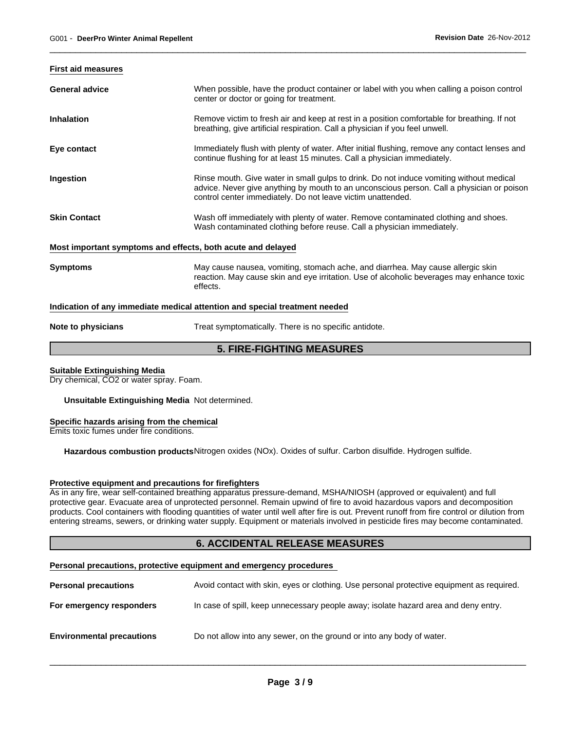### First aid measures

**General advice**
When possible, have the product container or label with you when calling a poison control center or doctor or going for treatment.

**Inhalation**
Remove victim to fresh air and keep at rest in a position comfortable for breathing. If not breathing, give artificial respiration. Call a physician if you feel unwell.

**Eye contact**
Immediately flush with plenty of water. After initial flushing, remove any contact lenses and continue flushing for at least 15 minutes. Call a physician immediately.

**Ingestion**
Rinse mouth. Give water in small gulps to drink. Do not induce vomiting without medical advice. Never give anything by mouth to an unconscious person. Call a physician or poison control center immediately. Do not leave victim unattended.

**Skin Contact**
Wash off immediately with plenty of water. Remove contaminated clothing and shoes. Wash contaminated clothing before reuse. Call a physician immediately.

### Most important symptoms and effects, both acute and delayed

**Symptoms**
May cause nausea, vomiting, stomach ache, and diarrhea. May cause allergic skin reaction. May cause skin and eye irritation. Use of alcoholic beverages may enhance toxic effects.

### Indication of any immediate medical attention and special treatment needed

**Note to physicians**
Treat symptomatically. There is no specific antidote.

## 5. FIRE-FIGHTING MEASURES

### Suitable Extinguishing Media

Dry chemical, $CO_2$ or water spray. Foam.

**Unsuitable Extinguishing Media** Not determined.

### Specific hazards arising from the chemical

Emits toxic fumes under fire conditions.

**Hazardous combustion products** Nitrogen oxides (NOx). Oxides of sulfur. Carbon disulfide. Hydrogen sulfide.

### Protective equipment and precautions for firefighters

As in any fire, wear self-contained breathing apparatus pressure-demand, MSHA/NIOSH (approved or equivalent) and full protective gear. Evacuate area of unprotected personnel. Remain upwind of fire to avoid hazardous vapors and decomposition products. Cool containers with flooding quantities of water until well after fire is out. Prevent runoff from fire control or dilution from entering streams, sewers, or drinking water supply. Equipment or materials involved in pesticide fires may become contaminated.

## 6. ACCIDENTAL RELEASE MEASURES

### Personal precautions, protective equipment and emergency procedures

**Personal precautions**
Avoid contact with skin, eyes or clothing. Use personal protective equipment as required.

**For emergency responders**
In case of spill, keep unnecessary people away; isolate hazard area and deny entry.

**Environmental precautions**
Do not allow into any sewer, on the ground or into any body of water.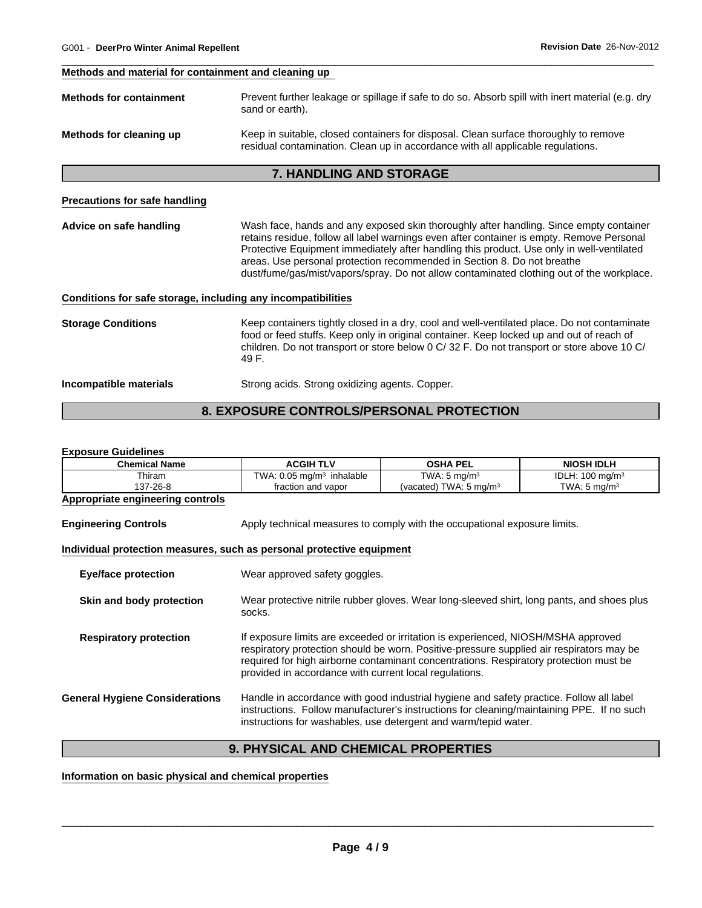**Methods and material for containment and cleaning up**

**Methods for containment** Prevent further leakage or spillage if safe to do so. Absorb spill with inert material (e.g. dry sand or earth).

**Methods for cleaning up** Keep in suitable, closed containers for disposal. Clean surface thoroughly to remove residual contamination. Clean up in accordance with all applicable regulations.

## 7. HANDLING AND STORAGE

**Precautions for safe handling**

**Advice on safe handling** Wash face, hands and any exposed skin thoroughly after handling. Since empty container retains residue, follow all label warnings even after container is empty. Remove Personal Protective Equipment immediately after handling this product. Use only in well-ventilated areas. Use personal protection recommended in Section 8. Do not breathe dust/fume/gas/mist/vapors/spray. Do not allow contaminated clothing out of the workplace.

**Conditions for safe storage, including any incompatibilities**

**Storage Conditions** Keep containers tightly closed in a dry, cool and well-ventilated place. Do not contaminate food or feed stuffs. Keep only in original container. Keep locked up and out of reach of children. Do not transport or store below 0 C/ 32 F. Do not transport or store above 10 C/ 49 F.

**Incompatible materials** Strong acids. Strong oxidizing agents. Copper.

## 8. EXPOSURE CONTROLS/PERSONAL PROTECTION

**Exposure Guidelines**

| Chemical Name | ACGIH TLV | OSHA PEL | NIOSH IDLH |
|---|---|---|---|
| Thiram<br>137-26-8 | TWA: 0.05 mg/m³ inhalable fraction and vapor | TWA: 5 mg/m³<br>(vacated) TWA: 5 mg/m³ | IDLH: 100 mg/m³<br>TWA: 5 mg/m³ |

**Appropriate engineering controls**

**Engineering Controls** Apply technical measures to comply with the occupational exposure limits.

**Individual protection measures, such as personal protective equipment**

**Eye/face protection** Wear approved safety goggles.

**Skin and body protection** Wear protective nitrile rubber gloves. Wear long-sleeved shirt, long pants, and shoes plus socks.

**Respiratory protection** If exposure limits are exceeded or irritation is experienced, NIOSH/MSHA approved respiratory protection should be worn. Positive-pressure supplied air respirators may be required for high airborne contaminant concentrations. Respiratory protection must be provided in accordance with current local regulations.

**General Hygiene Considerations** Handle in accordance with good industrial hygiene and safety practice. Follow all label instructions. Follow manufacturer's instructions for cleaning/maintaining PPE. If no such instructions for washables, use detergent and warm/tepid water.

## 9. PHYSICAL AND CHEMICAL PROPERTIES

**Information on basic physical and chemical properties**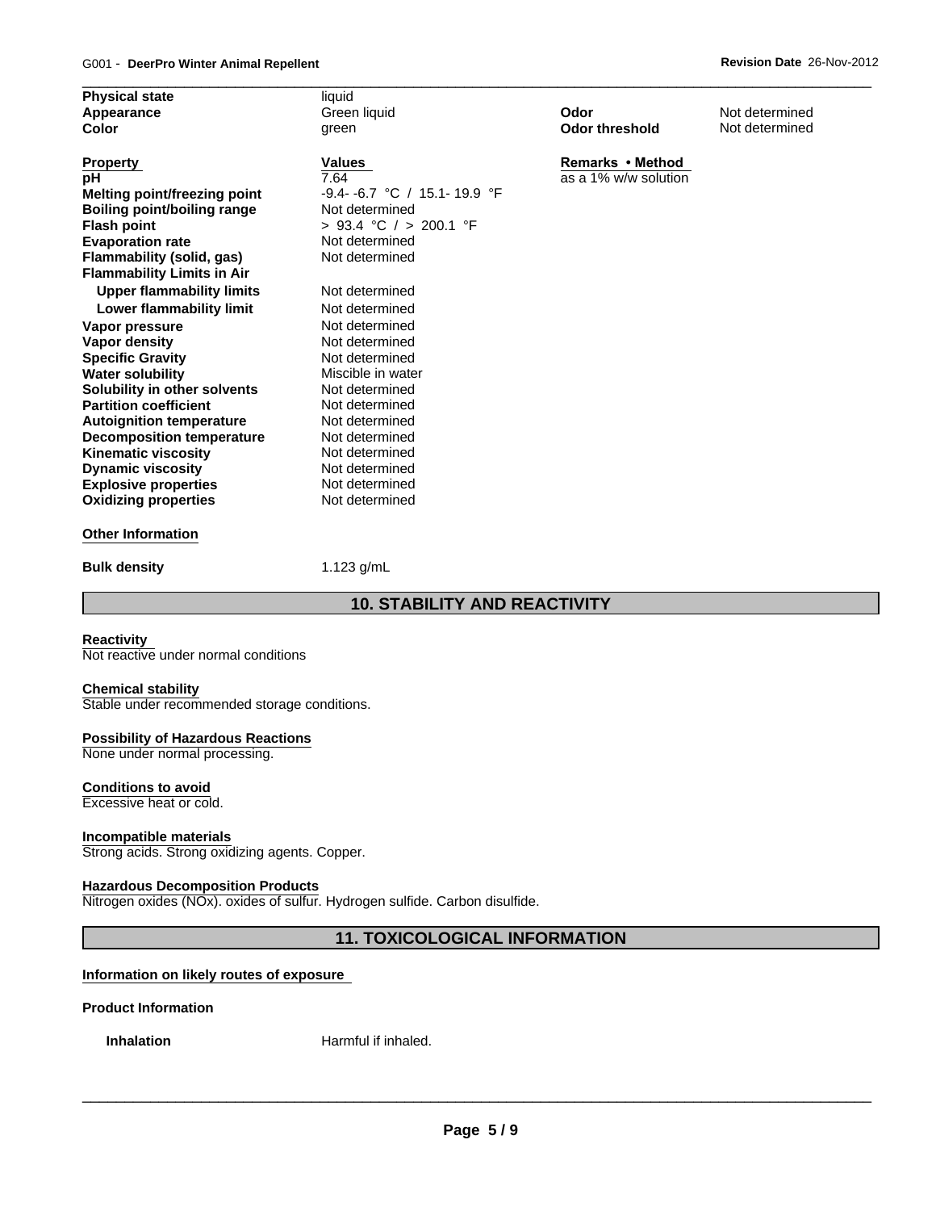| | | | |
|---|---|---|---|
| **Physical state** | liquid | | |
| **Appearance** | Green liquid | **Odor** | Not determined |
| **Color** | green | **Odor threshold** | Not determined |

| **Property** | **Values** | **Remarks • Method** |
|---|---|---|
| **pH** | 7.64 | as a 1% w/w solution |
| **Melting point/freezing point** | -9.4- -6.7 °C / 15.1- 19.9 °F | |
| **Boiling point/boiling range** | Not determined | |
| **Flash point** | > 93.4 °C / > 200.1 °F | |
| **Evaporation rate** | Not determined | |
| **Flammability (solid, gas)** | Not determined | |
| **Flammability Limits in Air** | | |
| **Upper flammability limits** | Not determined | |
| **Lower flammability limit** | Not determined | |
| **Vapor pressure** | Not determined | |
| **Vapor density** | Not determined | |
| **Specific Gravity** | Not determined | |
| **Water solubility** | Miscible in water | |
| **Solubility in other solvents** | Not determined | |
| **Partition coefficient** | Not determined | |
| **Autoignition temperature** | Not determined | |
| **Decomposition temperature** | Not determined | |
| **Kinematic viscosity** | Not determined | |
| **Dynamic viscosity** | Not determined | |
| **Explosive properties** | Not determined | |
| **Oxidizing properties** | Not determined | |

**Other Information**

**Bulk density** 1.123 g/mL

## 10. STABILITY AND REACTIVITY

**Reactivity**
Not reactive under normal conditions

**Chemical stability**
Stable under recommended storage conditions.

**Possibility of Hazardous Reactions**
None under normal processing.

**Conditions to avoid**
Excessive heat or cold.

**Incompatible materials**
Strong acids. Strong oxidizing agents. Copper.

**Hazardous Decomposition Products**
Nitrogen oxides (NOx). oxides of sulfur. Hydrogen sulfide. Carbon disulfide.

## 11. TOXICOLOGICAL INFORMATION

**Information on likely routes of exposure**

**Product Information**

**Inhalation** Harmful if inhaled.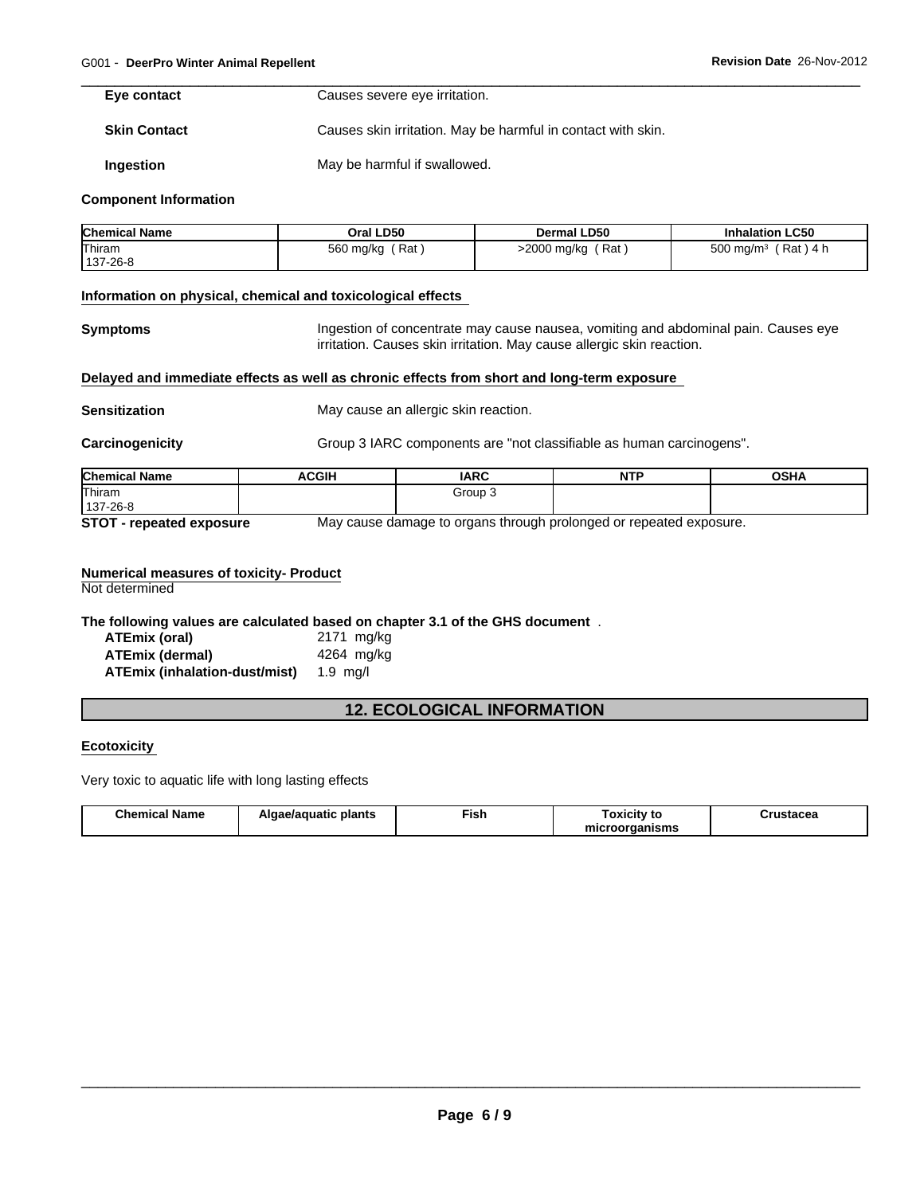| | |
|---|---|
| **Eye contact** | Causes severe eye irritation. |
| **Skin Contact** | Causes skin irritation. May be harmful in contact with skin. |
| **Ingestion** | May be harmful if swallowed. |

**Component Information**

| Chemical Name | Oral LD50 | Dermal LD50 | Inhalation LC50 |
|---|---|---|---|
| Thiram<br>137-26-8 | 560 mg/kg ( Rat ) | >2000 mg/kg ( Rat ) | 500 $mg/m^3$ ( Rat ) 4 h |

**Information on physical, chemical and toxicological effects**

**Symptoms** Ingestion of concentrate may cause nausea, vomiting and abdominal pain. Causes eye irritation. Causes skin irritation. May cause allergic skin reaction.

**Delayed and immediate effects as well as chronic effects from short and long-term exposure**

**Sensitization** May cause an allergic skin reaction.

**Carcinogenicity** Group 3 IARC components are "not classifiable as human carcinogens".

| Chemical Name | ACGIH | IARC | NTP | OSHA |
|---|---|---|---|---|
| Thiram<br>137-26-8 | | Group 3 | | |

**STOT - repeated exposure** May cause damage to organs through prolonged or repeated exposure.

**Numerical measures of toxicity- Product**

Not determined

**The following values are calculated based on chapter 3.1 of the GHS document** .

| | |
|---|---|
| **ATEmix (oral)** | 2171 mg/kg |
| **ATEmix (dermal)** | 4264 mg/kg |
| **ATEmix (inhalation-dust/mist)** | 1.9 mg/l |

## 12. ECOLOGICAL INFORMATION

**Ecotoxicity**

Very toxic to aquatic life with long lasting effects

| Chemical Name | Algae/aquatic plants | Fish | Toxicity to microorganisms | Crustacea |
|---|---|---|---|---|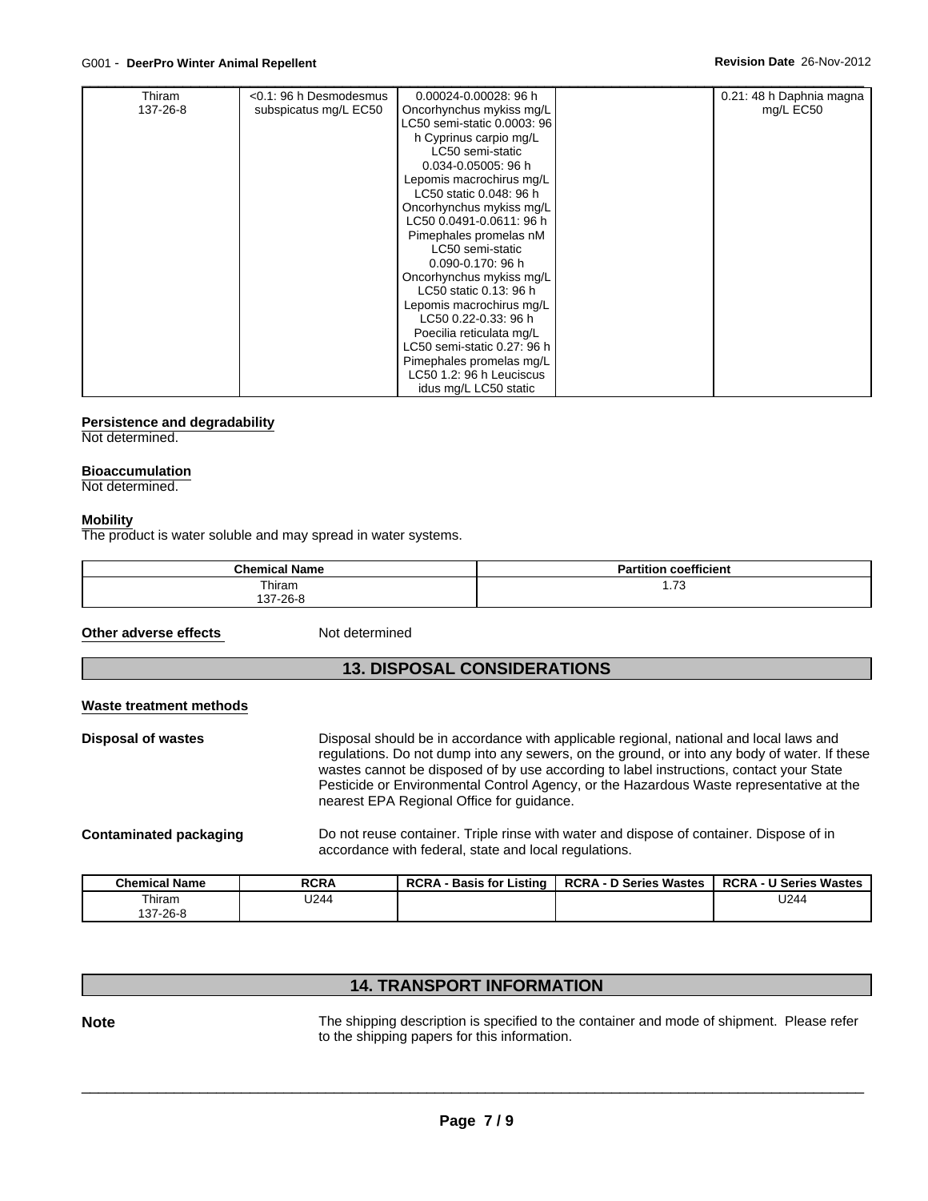| Thiram 137-26-8 | <0.1: 96 h Desmodesmus subspicatus mg/L EC50 | 0.00024-0.00028: 96 h Oncorhynchus mykiss mg/L LC50 semi-static 0.0003: 96 h Cyprinus carpio mg/L LC50 semi-static 0.034-0.05005: 96 h Lepomis macrochirus mg/L LC50 static 0.048: 96 h Oncorhynchus mykiss mg/L LC50 0.0491-0.0611: 96 h Pimephales promelas nM LC50 semi-static 0.090-0.170: 96 h Oncorhynchus mykiss mg/L LC50 static 0.13: 96 h Lepomis macrochirus mg/L LC50 0.22-0.33: 96 h Poecilia reticulata mg/L LC50 semi-static 0.27: 96 h Pimephales promelas mg/L LC50 1.2: 96 h Leuciscus idus mg/L LC50 static | | 0.21: 48 h Daphnia magna mg/L EC50 |
|---|---|---|---|---|

**Persistence and degradability**
Not determined.

**Bioaccumulation**
Not determined.

**Mobility**
The product is water soluble and may spread in water systems.

| Chemical Name | Partition coefficient |
|---|---|
| Thiram 137-26-8 | 1.73 |

**Other adverse effects** Not determined

## 13. DISPOSAL CONSIDERATIONS

**Waste treatment methods**

**Disposal of wastes** Disposal should be in accordance with applicable regional, national and local laws and regulations. Do not dump into any sewers, on the ground, or into any body of water. If these wastes cannot be disposed of by use according to label instructions, contact your State Pesticide or Environmental Control Agency, or the Hazardous Waste representative at the nearest EPA Regional Office for guidance.

**Contaminated packaging** Do not reuse container. Triple rinse with water and dispose of container. Dispose of in accordance with federal, state and local regulations.

| Chemical Name | RCRA | RCRA - Basis for Listing | RCRA - D Series Wastes | RCRA - U Series Wastes |
|---|---|---|---|---|
| Thiram 137-26-8 | U244 | | | U244 |

## 14. TRANSPORT INFORMATION

**Note** The shipping description is specified to the container and mode of shipment. Please refer to the shipping papers for this information.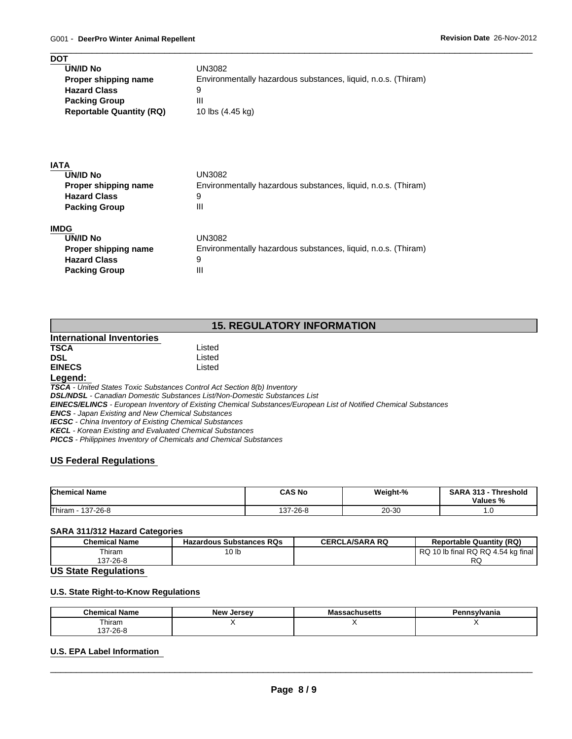**DOT**

| | |
|---|---|
| **UN/ID No** | UN3082 |
| **Proper shipping name** | Environmentally hazardous substances, liquid, n.o.s. (Thiram) |
| **Hazard Class** | 9 |
| **Packing Group** | III |
| **Reportable Quantity (RQ)** | 10 lbs (4.45 kg) |

**IATA**

| | |
|---|---|
| **UN/ID No** | UN3082 |
| **Proper shipping name** | Environmentally hazardous substances, liquid, n.o.s. (Thiram) |
| **Hazard Class** | 9 |
| **Packing Group** | III |

**IMDG**

| | |
|---|---|
| **UN/ID No** | UN3082 |
| **Proper shipping name** | Environmentally hazardous substances, liquid, n.o.s. (Thiram) |
| **Hazard Class** | 9 |
| **Packing Group** | III |

## 15. REGULATORY INFORMATION

### International Inventories

| | |
|---|---|
| **TSCA** | Listed |
| **DSL** | Listed |
| **EINECS** | Listed |

**Legend:**

***TSCA*** *- United States Toxic Substances Control Act Section 8(b) Inventory*
***DSL/NDSL*** *- Canadian Domestic Substances List/Non-Domestic Substances List*
***EINECS/ELINCS*** *- European Inventory of Existing Chemical Substances/European List of Notified Chemical Substances*
***ENCS*** *- Japan Existing and New Chemical Substances*
***IECSC*** *- China Inventory of Existing Chemical Substances*
***KECL*** *- Korean Existing and Evaluated Chemical Substances*
***PICCS*** *- Philippines Inventory of Chemicals and Chemical Substances*

### US Federal Regulations

| Chemical Name | CAS No | Weight-% | SARA 313 - Threshold Values % |
|---|---|---|---|
| Thiram - 137-26-8 | 137-26-8 | 20-30 | 1.0 |

**SARA 311/312 Hazard Categories**

| Chemical Name | Hazardous Substances RQs | CERCLA/SARA RQ | Reportable Quantity (RQ) |
|---|---|---|---|
| Thiram 137-26-8 | 10 lb | | RQ 10 lb final RQ RQ 4.54 kg final RQ |

### US State Regulations

**U.S. State Right-to-Know Regulations**

| Chemical Name | New Jersey | Massachusetts | Pennsylvania |
|---|---|---|---|
| Thiram 137-26-8 | X | X | X |

**U.S. EPA Label Information**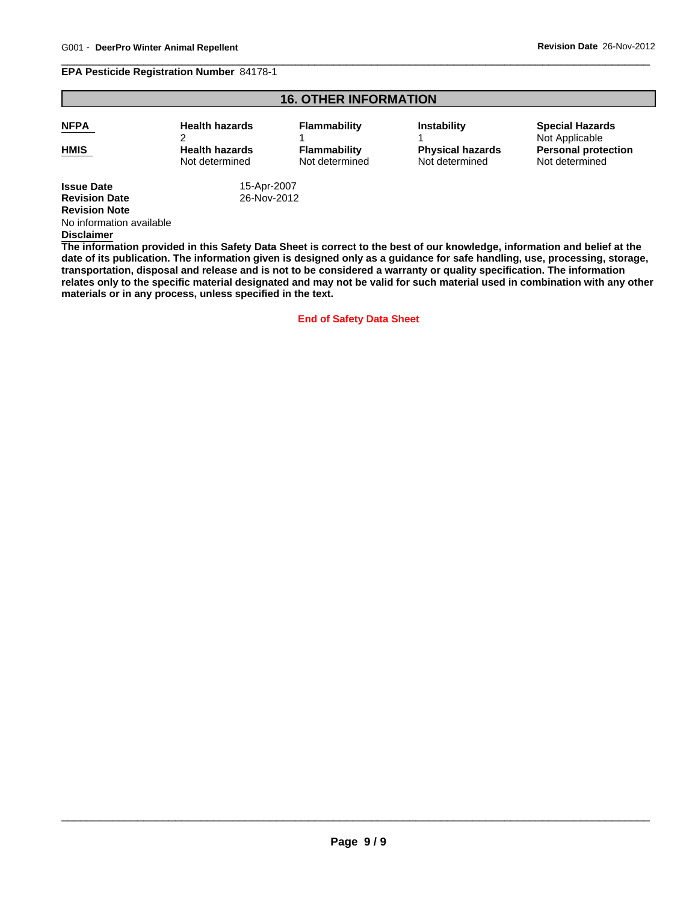**EPA Pesticide Registration Number** 84178-1

## 16. OTHER INFORMATION

| | | | | |
|---|---|---|---|---|
| **NFPA** | **Health hazards** 2 | **Flammability** 1 | **Instability** 1 | **Special Hazards** Not Applicable |
| **HMIS** | **Health hazards** Not determined | **Flammability** Not determined | **Physical hazards** Not determined | **Personal protection** Not determined |

**Issue Date** 15-Apr-2007
**Revision Date** 26-Nov-2012
**Revision Note**
No information available

**Disclaimer**

**The information provided in this Safety Data Sheet is correct to the best of our knowledge, information and belief at the date of its publication. The information given is designed only as a guidance for safe handling, use, processing, storage, transportation, disposal and release and is not to be considered a warranty or quality specification. The information relates only to the specific material designated and may not be valid for such material used in combination with any other materials or in any process, unless specified in the text.**

**End of Safety Data Sheet**